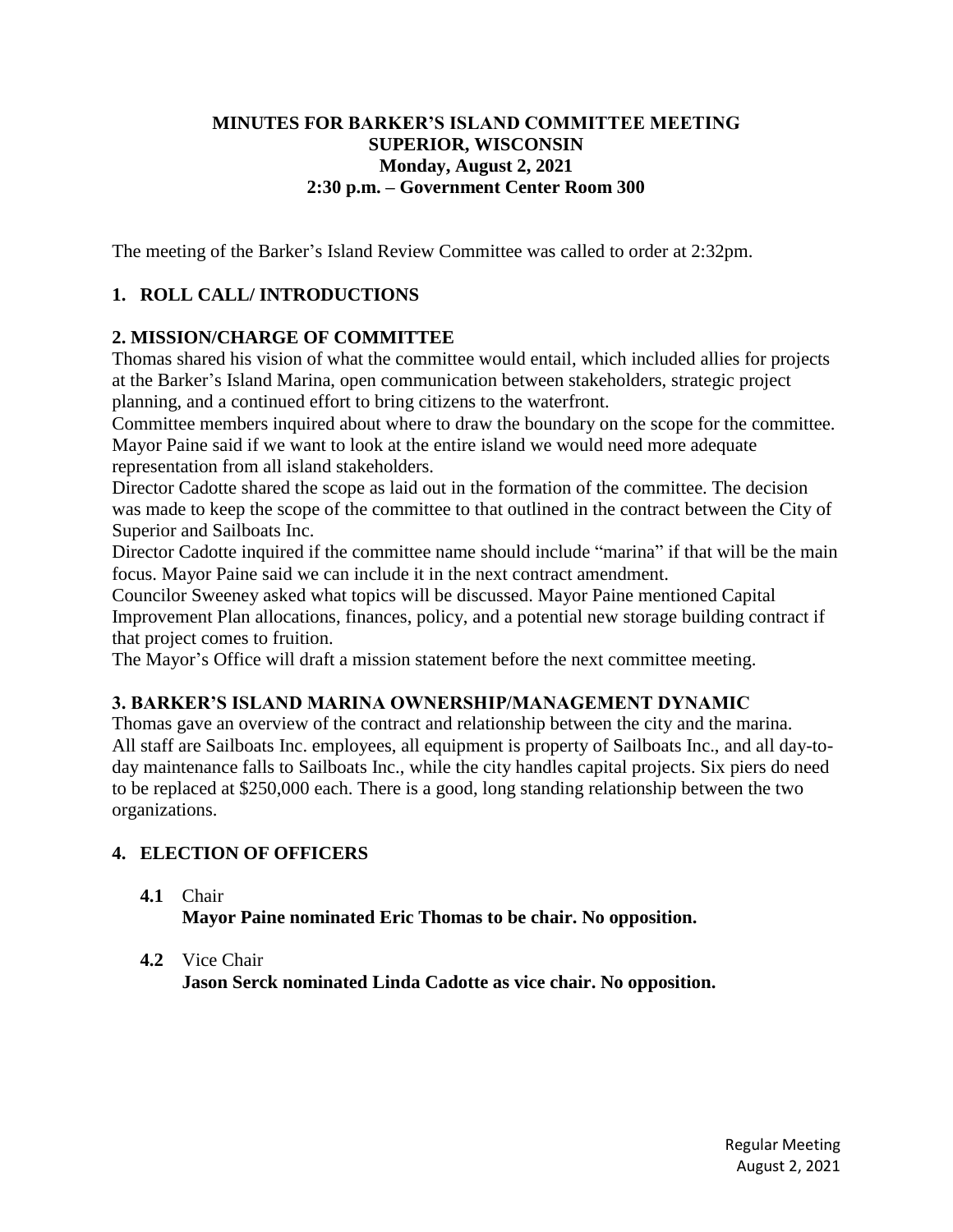**MINUTES FOR BARKER'S ISLAND COMMITTEE MEETING**
**SUPERIOR, WISCONSIN**
**Monday, August 2, 2021**
**2:30 p.m. – Government Center Room 300**

The meeting of the Barker's Island Review Committee was called to order at 2:32pm.

## 1. ROLL CALL/ INTRODUCTIONS

## 2. MISSION/CHARGE OF COMMITTEE

Thomas shared his vision of what the committee would entail, which included allies for projects at the Barker's Island Marina, open communication between stakeholders, strategic project planning, and a continued effort to bring citizens to the waterfront.

Committee members inquired about where to draw the boundary on the scope for the committee. Mayor Paine said if we want to look at the entire island we would need more adequate representation from all island stakeholders.

Director Cadotte shared the scope as laid out in the formation of the committee. The decision was made to keep the scope of the committee to that outlined in the contract between the City of Superior and Sailboats Inc.

Director Cadotte inquired if the committee name should include "marina" if that will be the main focus. Mayor Paine said we can include it in the next contract amendment.

Councilor Sweeney asked what topics will be discussed. Mayor Paine mentioned Capital Improvement Plan allocations, finances, policy, and a potential new storage building contract if that project comes to fruition.

The Mayor's Office will draft a mission statement before the next committee meeting.

## 3. BARKER'S ISLAND MARINA OWNERSHIP/MANAGEMENT DYNAMIC

Thomas gave an overview of the contract and relationship between the city and the marina. All staff are Sailboats Inc. employees, all equipment is property of Sailboats Inc., and all day-to-day maintenance falls to Sailboats Inc., while the city handles capital projects. Six piers do need to be replaced at $250,000 each. There is a good, long standing relationship between the two organizations.

## 4. ELECTION OF OFFICERS

**4.1** Chair
**Mayor Paine nominated Eric Thomas to be chair. No opposition.**

**4.2** Vice Chair
**Jason Serck nominated Linda Cadotte as vice chair. No opposition.**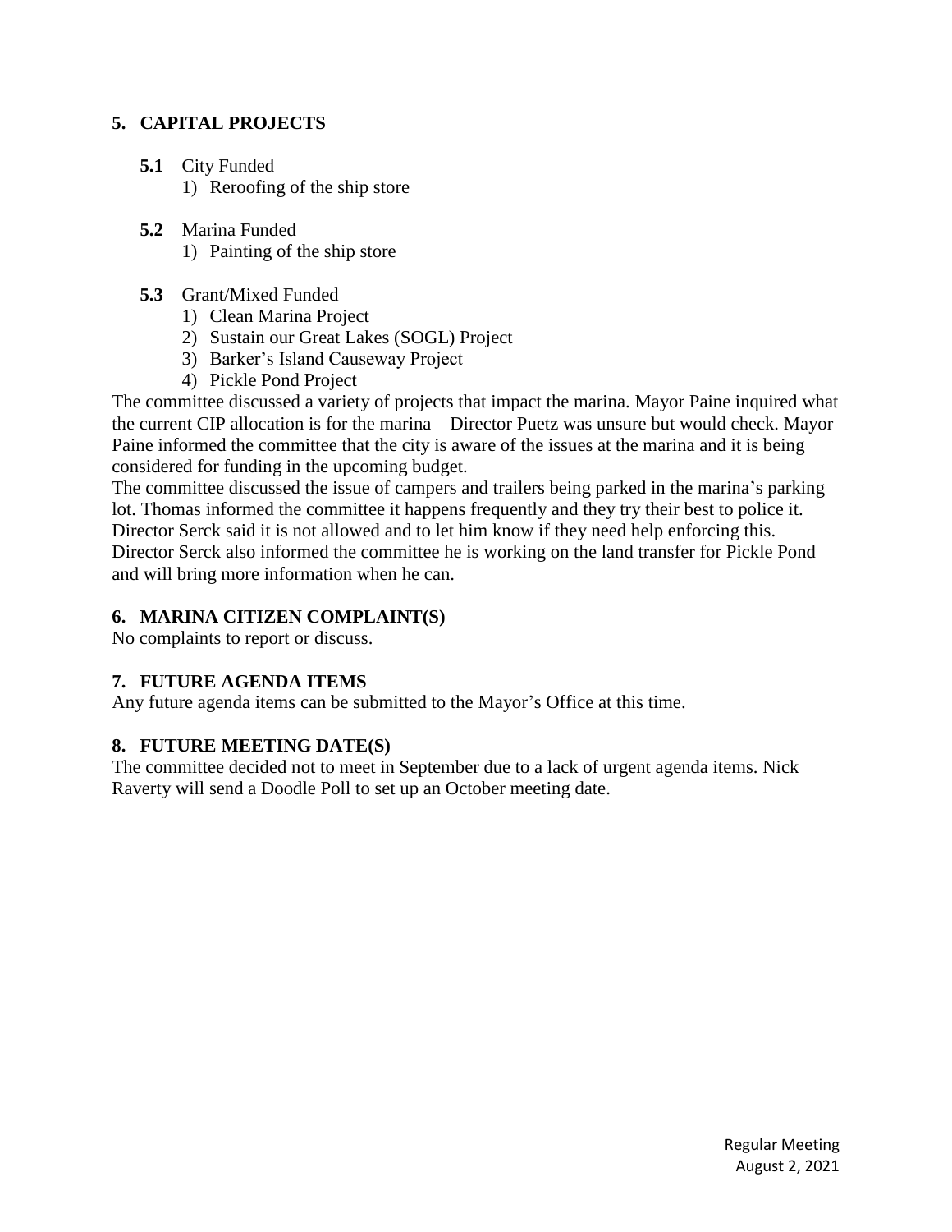## 5. CAPITAL PROJECTS

**5.1** City Funded

1) Reroofing of the ship store

**5.2** Marina Funded

1) Painting of the ship store

**5.3** Grant/Mixed Funded

1) Clean Marina Project
2) Sustain our Great Lakes (SOGL) Project
3) Barker's Island Causeway Project
4) Pickle Pond Project

The committee discussed a variety of projects that impact the marina. Mayor Paine inquired what the current CIP allocation is for the marina – Director Puetz was unsure but would check. Mayor Paine informed the committee that the city is aware of the issues at the marina and it is being considered for funding in the upcoming budget.

The committee discussed the issue of campers and trailers being parked in the marina's parking lot. Thomas informed the committee it happens frequently and they try their best to police it. Director Serck said it is not allowed and to let him know if they need help enforcing this. Director Serck also informed the committee he is working on the land transfer for Pickle Pond and will bring more information when he can.

## 6. MARINA CITIZEN COMPLAINT(S)

No complaints to report or discuss.

## 7. FUTURE AGENDA ITEMS

Any future agenda items can be submitted to the Mayor's Office at this time.

## 8. FUTURE MEETING DATE(S)

The committee decided not to meet in September due to a lack of urgent agenda items. Nick Raverty will send a Doodle Poll to set up an October meeting date.